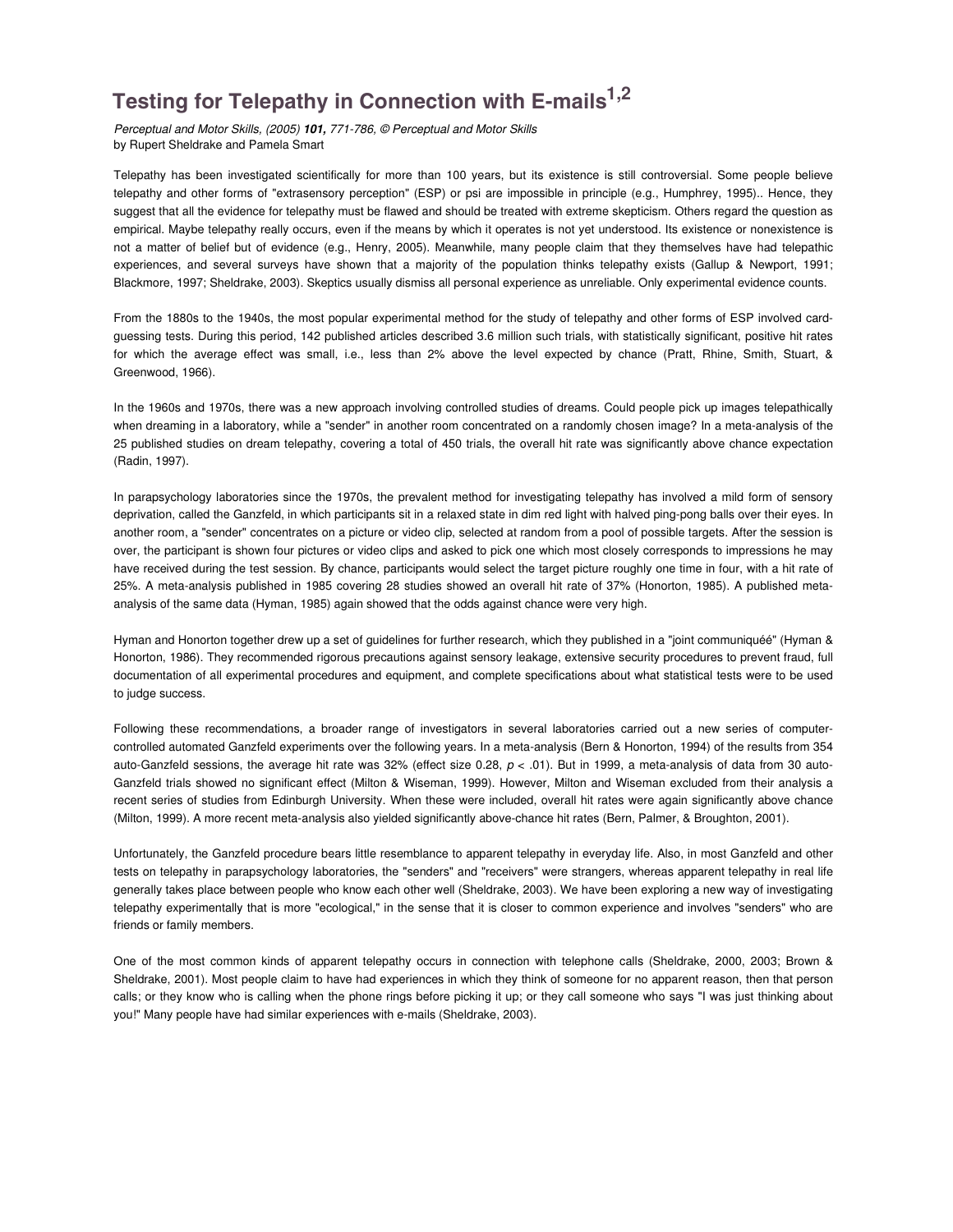# Testing for Telepathy in Connection with E-mails[1,2]

*Perceptual and Motor Skills, (2005)* ***101,*** *771-786, © Perceptual and Motor Skills*
by Rupert Sheldrake and Pamela Smart

Telepathy has been investigated scientifically for more than 100 years, but its existence is still controversial. Some people believe telepathy and other forms of "extrasensory perception" (ESP) or psi are impossible in principle (e.g., Humphrey, 1995).. Hence, they suggest that all the evidence for telepathy must be flawed and should be treated with extreme skepticism. Others regard the question as empirical. Maybe telepathy really occurs, even if the means by which it operates is not yet understood. Its existence or nonexistence is not a matter of belief but of evidence (e.g., Henry, 2005). Meanwhile, many people claim that they themselves have had telepathic experiences, and several surveys have shown that a majority of the population thinks telepathy exists (Gallup & Newport, 1991; Blackmore, 1997; Sheldrake, 2003). Skeptics usually dismiss all personal experience as unreliable. Only experimental evidence counts.

From the 1880s to the 1940s, the most popular experimental method for the study of telepathy and other forms of ESP involved card-guessing tests. During this period, 142 published articles described 3.6 million such trials, with statistically significant, positive hit rates for which the average effect was small, i.e., less than 2% above the level expected by chance (Pratt, Rhine, Smith, Stuart, & Greenwood, 1966).

In the 1960s and 1970s, there was a new approach involving controlled studies of dreams. Could people pick up images telepathically when dreaming in a laboratory, while a "sender" in another room concentrated on a randomly chosen image? In a meta-analysis of the 25 published studies on dream telepathy, covering a total of 450 trials, the overall hit rate was significantly above chance expectation (Radin, 1997).

In parapsychology laboratories since the 1970s, the prevalent method for investigating telepathy has involved a mild form of sensory deprivation, called the Ganzfeld, in which participants sit in a relaxed state in dim red light with halved ping-pong balls over their eyes. In another room, a "sender" concentrates on a picture or video clip, selected at random from a pool of possible targets. After the session is over, the participant is shown four pictures or video clips and asked to pick one which most closely corresponds to impressions he may have received during the test session. By chance, participants would select the target picture roughly one time in four, with a hit rate of 25%. A meta-analysis published in 1985 covering 28 studies showed an overall hit rate of 37% (Honorton, 1985). A published meta-analysis of the same data (Hyman, 1985) again showed that the odds against chance were very high.

Hyman and Honorton together drew up a set of guidelines for further research, which they published in a "joint communiquéé" (Hyman & Honorton, 1986). They recommended rigorous precautions against sensory leakage, extensive security procedures to prevent fraud, full documentation of all experimental procedures and equipment, and complete specifications about what statistical tests were to be used to judge success.

Following these recommendations, a broader range of investigators in several laboratories carried out a new series of computer-controlled automated Ganzfeld experiments over the following years. In a meta-analysis (Bern & Honorton, 1994) of the results from 354 auto-Ganzfeld sessions, the average hit rate was 32% (effect size 0.28, $p < .01$). But in 1999, a meta-analysis of data from 30 auto-Ganzfeld trials showed no significant effect (Milton & Wiseman, 1999). However, Milton and Wiseman excluded from their analysis a recent series of studies from Edinburgh University. When these were included, overall hit rates were again significantly above chance (Milton, 1999). A more recent meta-analysis also yielded significantly above-chance hit rates (Bern, Palmer, & Broughton, 2001).

Unfortunately, the Ganzfeld procedure bears little resemblance to apparent telepathy in everyday life. Also, in most Ganzfeld and other tests on telepathy in parapsychology laboratories, the "senders" and "receivers" were strangers, whereas apparent telepathy in real life generally takes place between people who know each other well (Sheldrake, 2003). We have been exploring a new way of investigating telepathy experimentally that is more "ecological," in the sense that it is closer to common experience and involves "senders" who are friends or family members.

One of the most common kinds of apparent telepathy occurs in connection with telephone calls (Sheldrake, 2000, 2003; Brown & Sheldrake, 2001). Most people claim to have had experiences in which they think of someone for no apparent reason, then that person calls; or they know who is calling when the phone rings before picking it up; or they call someone who says "I was just thinking about you!" Many people have had similar experiences with e-mails (Sheldrake, 2003).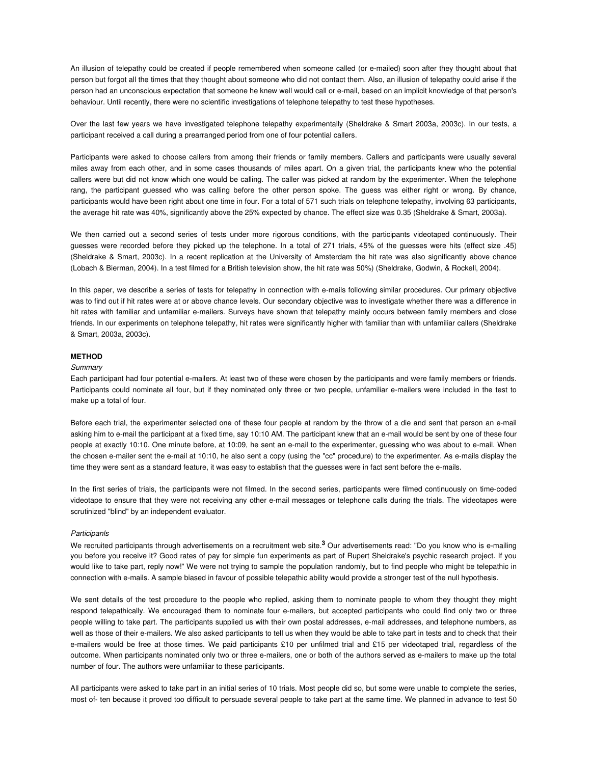An illusion of telepathy could be created if people remembered when someone called (or e-mailed) soon after they thought about that person but forgot all the times that they thought about someone who did not contact them. Also, an illusion of telepathy could arise if the person had an unconscious expectation that someone he knew well would call or e-mail, based on an implicit knowledge of that person's behaviour. Until recently, there were no scientific investigations of telephone telepathy to test these hypotheses.

Over the last few years we have investigated telephone telepathy experimentally (Sheldrake & Smart 2003a, 2003c). In our tests, a participant received a call during a prearranged period from one of four potential callers.

Participants were asked to choose callers from among their friends or family members. Callers and participants were usually several miles away from each other, and in some cases thousands of miles apart. On a given trial, the participants knew who the potential callers were but did not know which one would be calling. The caller was picked at random by the experimenter. When the telephone rang, the participant guessed who was calling before the other person spoke. The guess was either right or wrong. By chance, participants would have been right about one time in four. For a total of 571 such trials on telephone telepathy, involving 63 participants, the average hit rate was 40%, significantly above the 25% expected by chance. The effect size was 0.35 (Sheldrake & Smart, 2003a).

We then carried out a second series of tests under more rigorous conditions, with the participants videotaped continuously. Their guesses were recorded before they picked up the telephone. In a total of 271 trials, 45% of the guesses were hits (effect size .45) (Sheldrake & Smart, 2003c). In a recent replication at the University of Amsterdam the hit rate was also significantly above chance (Lobach & Bierman, 2004). In a test filmed for a British television show, the hit rate was 50%) (Sheldrake, Godwin, & Rockell, 2004).

In this paper, we describe a series of tests for telepathy in connection with e-mails following similar procedures. Our primary objective was to find out if hit rates were at or above chance levels. Our secondary objective was to investigate whether there was a difference in hit rates with familiar and unfamiliar e-mailers. Surveys have shown that telepathy mainly occurs between family rnembers and close friends. In our experiments on telephone telepathy, hit rates were significantly higher with familiar than with unfamiliar callers (Sheldrake & Smart, 2003a, 2003c).

## METHOD

*Summary*

Each participant had four potential e-mailers. At least two of these were chosen by the participants and were family members or friends. Participants could nominate all four, but if they nominated only three or two people, unfamiliar e-mailers were included in the test to make up a total of four.

Before each trial, the experimenter selected one of these four people at random by the throw of a die and sent that person an e-mail asking him to e-mail the participant at a fixed time, say 10:10 AM. The participant knew that an e-mail would be sent by one of these four people at exactly 10:10. One minute before, at 10:09, he sent an e-mail to the experimenter, guessing who was about to e-mail. When the chosen e-mailer sent the e-mail at 10:10, he also sent a copy (using the "cc" procedure) to the experimenter. As e-mails display the time they were sent as a standard feature, it was easy to establish that the guesses were in fact sent before the e-mails.

In the first series of trials, the participants were not filmed. In the second series, participants were filmed continuously on time-coded videotape to ensure that they were not receiving any other e-mail messages or telephone calls during the trials. The videotapes were scrutinized "blind" by an independent evaluator.

*Participanls*

We recruited participants through advertisements on a recruitment web site.[3] Our advertisements read: "Do you know who is e-mailing you before you receive it? Good rates of pay for simple fun experiments as part of Rupert Sheldrake's psychic research project. If you would like to take part, reply now!" We were not trying to sample the population randomly, but to find people who might be telepathic in connection with e-mails. A sample biased in favour of possible telepathic ability would provide a stronger test of the null hypothesis.

We sent details of the test procedure to the people who replied, asking them to nominate people to whom they thought they might respond telepathically. We encouraged them to nominate four e-mailers, but accepted participants who could find only two or three people willing to take part. The participants supplied us with their own postal addresses, e-mail addresses, and telephone numbers, as well as those of their e-mailers. We also asked participants to tell us when they would be able to take part in tests and to check that their e-mailers would be free at those times. We paid participants £10 per unfilmed trial and £15 per videotaped trial, regardless of the outcome. When participants nominated only two or three e-mailers, one or both of the authors served as e-mailers to make up the total number of four. The authors were unfamiliar to these participants.

All participants were asked to take part in an initial series of 10 trials. Most people did so, but some were unable to complete the series, most of- ten because it proved too difficult to persuade several people to take part at the same time. We planned in advance to test 50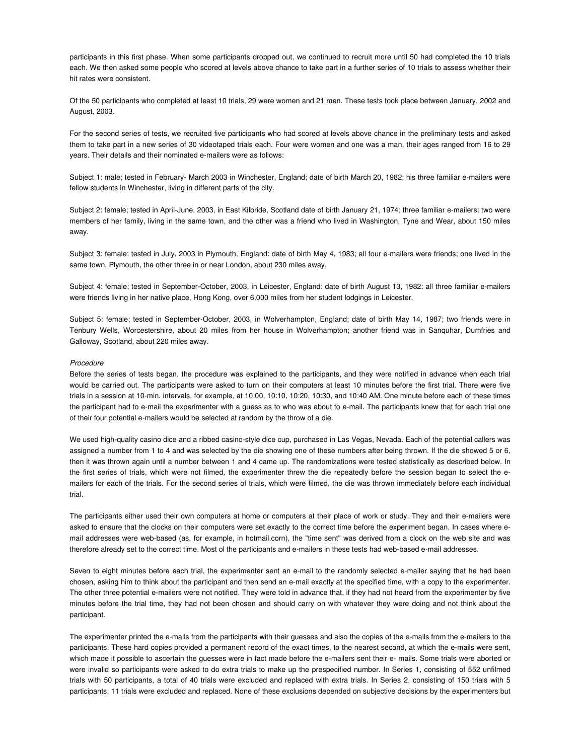participants in this first phase. When some participants dropped out, we continued to recruit more until 50 had completed the 10 trials each. We then asked some people who scored at levels above chance to take part in a further series of 10 trials to assess whether their hit rates were consistent.

Of the 50 participants who completed at least 10 trials, 29 were women and 21 men. These tests took place between January, 2002 and August, 2003.

For the second series of tests, we recruited five participants who had scored at levels above chance in the preliminary tests and asked them to take part in a new series of 30 videotaped trials each. Four were women and one was a man, their ages ranged from 16 to 29 years. Their details and their nominated e-mailers were as follows:

Subject 1: male; tested in February- March 2003 in Winchester, England; date of birth March 20, 1982; his three familiar e-mailers were fellow students in Winchester, living in different parts of the city.

Subject 2: female; tested in April-June, 2003, in East Kilbride, Scotland date of birth January 21, 1974; three familiar e-mailers: two were members of her family, living in the same town, and the other was a friend who lived in Washington, Tyne and Wear, about 150 miles away.

Subject 3: female: tested in July, 2003 in Plymouth, England: date of birth May 4, 1983; all four e-mailers were friends; one lived in the same town, Plymouth, the other three in or near London, about 230 miles away.

Subject 4: female; tested in September-October, 2003, in Leicester, England: date of birth August 13, 1982: all three familiar e-mailers were friends living in her native place, Hong Kong, over 6,000 miles from her student lodgings in Leicester.

Subject 5: female; tested in September-October, 2003, in Wolverhampton, Eng!and; date of birth May 14, 1987; two friends were in Tenbury Wells, Worcestershire, about 20 miles from her house in Wolverhampton; another friend was in Sanquhar, Dumfries and Galloway, Scotland, about 220 miles away.

*Procedure*

Before the series of tests began, the procedure was explained to the participants, and they were notified in advance when each trial would be carried out. The participants were asked to turn on their computers at least 10 minutes before the first trial. There were five trials in a session at 10-min. intervals, for example, at 10:00, 10:10, 10:20, 10:30, and 10:40 AM. One minute before each of these times the participant had to e-mail the experimenter with a guess as to who was about to e-mail. The participants knew that for each trial one of their four potential e-mailers would be selected at random by the throw of a die.

We used high-quality casino dice and a ribbed casino-style dice cup, purchased in Las Vegas, Nevada. Each of the potential callers was assigned a number from 1 to 4 and was selected by the die showing one of these numbers after being thrown. If the die showed 5 or 6, then it was thrown again until a number between 1 and 4 came up. The randomizations were tested statistically as described below. In the first series of trials, which were not filmed, the experimenter threw the die repeatedly before the session began to select the e-mailers for each of the trials. For the second series of trials, which were filmed, the die was thrown immediately before each individual trial.

The participants either used their own computers at home or computers at their place of work or study. They and their e-mailers were asked to ensure that the clocks on their computers were set exactly to the correct time before the experiment began. In cases where e-mail addresses were web-based (as, for example, in hotmail.corn), the "time sent" was derived from a clock on the web site and was therefore already set to the correct time. Most ol the participants and e-mailers in these tests had web-based e-mail addresses.

Seven to eight minutes before each trial, the experimenter sent an e-mail to the randomly selected e-mailer saying that he had been chosen, asking him to think about the participant and then send an e-mail exactly at the specified time, with a copy to the experimenter. The other three potential e-mailers were not notified. They were told in advance that, if they had not heard from the experimenter by five minutes before the trial time, they had not been chosen and should carry on with whatever they were doing and not think about the participant.

The experimenter printed the e-mails from the participants with their guesses and also the copies of the e-mails from the e-mailers to the participants. These hard copies provided a permanent record of the exact times, to the nearest second, at which the e-mails were sent, which made it possible to ascertain the guesses were in fact made before the e-mailers sent their e- mails. Some trials were aborted or were invalid so participants were asked to do extra trials to make up the prespecified number. In Series 1, consisting of 552 unfilmed trials with 50 participants, a total of 40 trials were excluded and replaced with extra trials. In Series 2, consisting of 150 trials with 5 participants, 11 trials were excluded and replaced. None of these exclusions depended on subjective decisions by the experimenters but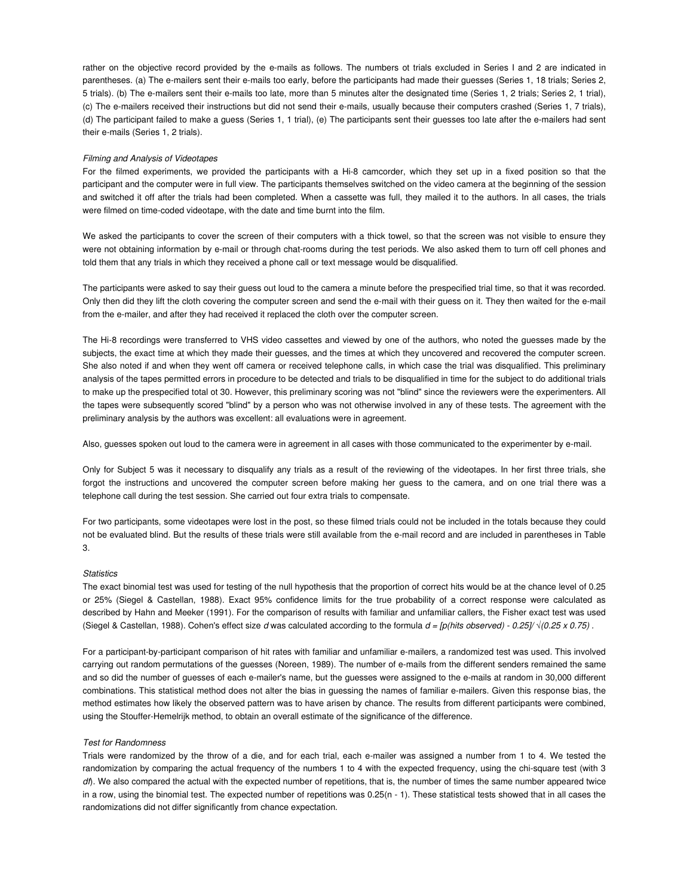rather on the objective record provided by the e-mails as follows. The numbers ot trials excluded in Series I and 2 are indicated in parentheses. (a) The e-mailers sent their e-mails too early, before the participants had made their guesses (Series 1, 18 trials; Series 2, 5 trials). (b) The e-mailers sent their e-mails too late, more than 5 minutes alter the designated time (Series 1, 2 trials; Series 2, 1 trial), (c) The e-mailers received their instructions but did not send their e-mails, usually because their computers crashed (Series 1, 7 trials), (d) The participant failed to make a guess (Series 1, 1 trial), (e) The participants sent their guesses too late after the e-mailers had sent their e-mails (Series 1, 2 trials).

*Filming and Analysis of Videotapes*

For the filmed experiments, we provided the participants with a Hi-8 camcorder, which they set up in a fixed position so that the participant and the computer were in full view. The participants themselves switched on the video camera at the beginning of the session and switched it off after the trials had been completed. When a cassette was full, they mailed it to the authors. In all cases, the trials were filmed on time-coded videotape, with the date and time burnt into the film.

We asked the participants to cover the screen of their computers with a thick towel, so that the screen was not visible to ensure they were not obtaining information by e-mail or through chat-rooms during the test periods. We also asked them to turn off cell phones and told them that any trials in which they received a phone call or text message would be disqualified.

The participants were asked to say their guess out loud to the camera a minute before the prespecified trial time, so that it was recorded. Only then did they lift the cloth covering the computer screen and send the e-mail with their guess on it. They then waited for the e-mail from the e-mailer, and after they had received it replaced the cloth over the computer screen.

The Hi-8 recordings were transferred to VHS video cassettes and viewed by one of the authors, who noted the guesses made by the subjects, the exact time at which they made their guesses, and the times at which they uncovered and recovered the computer screen. She also noted if and when they went off camera or received telephone calls, in which case the trial was disqualified. This preliminary analysis of the tapes permitted errors in procedure to be detected and trials to be disqualified in time for the subject to do additional trials to make up the prespecified total ot 30. However, this preliminary scoring was not "blind" since the reviewers were the experimenters. All the tapes were subsequently scored "blind" by a person who was not otherwise involved in any of these tests. The agreement with the preliminary analysis by the authors was excellent: all evaluations were in agreement.

Also, guesses spoken out loud to the camera were in agreement in all cases with those communicated to the experimenter by e-mail.

Only for Subject 5 was it necessary to disqualify any trials as a result of the reviewing of the videotapes. In her first three trials, she forgot the instructions and uncovered the computer screen before making her guess to the camera, and on one trial there was a telephone call during the test session. She carried out four extra trials to compensate.

For two participants, some videotapes were lost in the post, so these filmed trials could not be included in the totals because they could not be evaluated blind. But the results of these trials were still available from the e-mail record and are included in parentheses in Table 3.

*Statistics*

The exact binomial test was used for testing of the null hypothesis that the proportion of correct hits would be at the chance level of 0.25 or 25% (Siegel & Castellan, 1988). Exact 95% confidence limits for the true probability of a correct response were calculated as described by Hahn and Meeker (1991). For the comparison of results with familiar and unfamiliar callers, the Fisher exact test was used (Siegel & Castellan, 1988). Cohen's effect size $d$ was calculated according to the formula $d = [p(\text{hits observed}) - 0.25] / \sqrt{0.25 \times 0.75}$.

For a participant-by-participant comparison of hit rates with familiar and unfamiliar e-mailers, a randomized test was used. This involved carrying out random permutations of the guesses (Noreen, 1989). The number of e-mails from the different senders remained the same and so did the number of guesses of each e-mailer's name, but the guesses were assigned to the e-mails at random in 30,000 different combinations. This statistical method does not alter the bias in guessing the names of familiar e-mailers. Given this response bias, the method estimates how likely the observed pattern was to have arisen by chance. The results from different participants were combined, using the Stouffer-Hemelrijk method, to obtain an overall estimate of the significance of the difference.

*Test for Randomness*

Trials were randomized by the throw of a die, and for each trial, each e-mailer was assigned a number from 1 to 4. We tested the randomization by comparing the actual frequency of the numbers 1 to 4 with the expected frequency, using the chi-square test (with 3 *df*). We also compared the actual with the expected number of repetitions, that is, the number of times the same number appeared twice in a row, using the binomial test. The expected number of repetitions was $0.25(n - 1)$. These statistical tests showed that in all cases the randomizations did not differ significantly from chance expectation.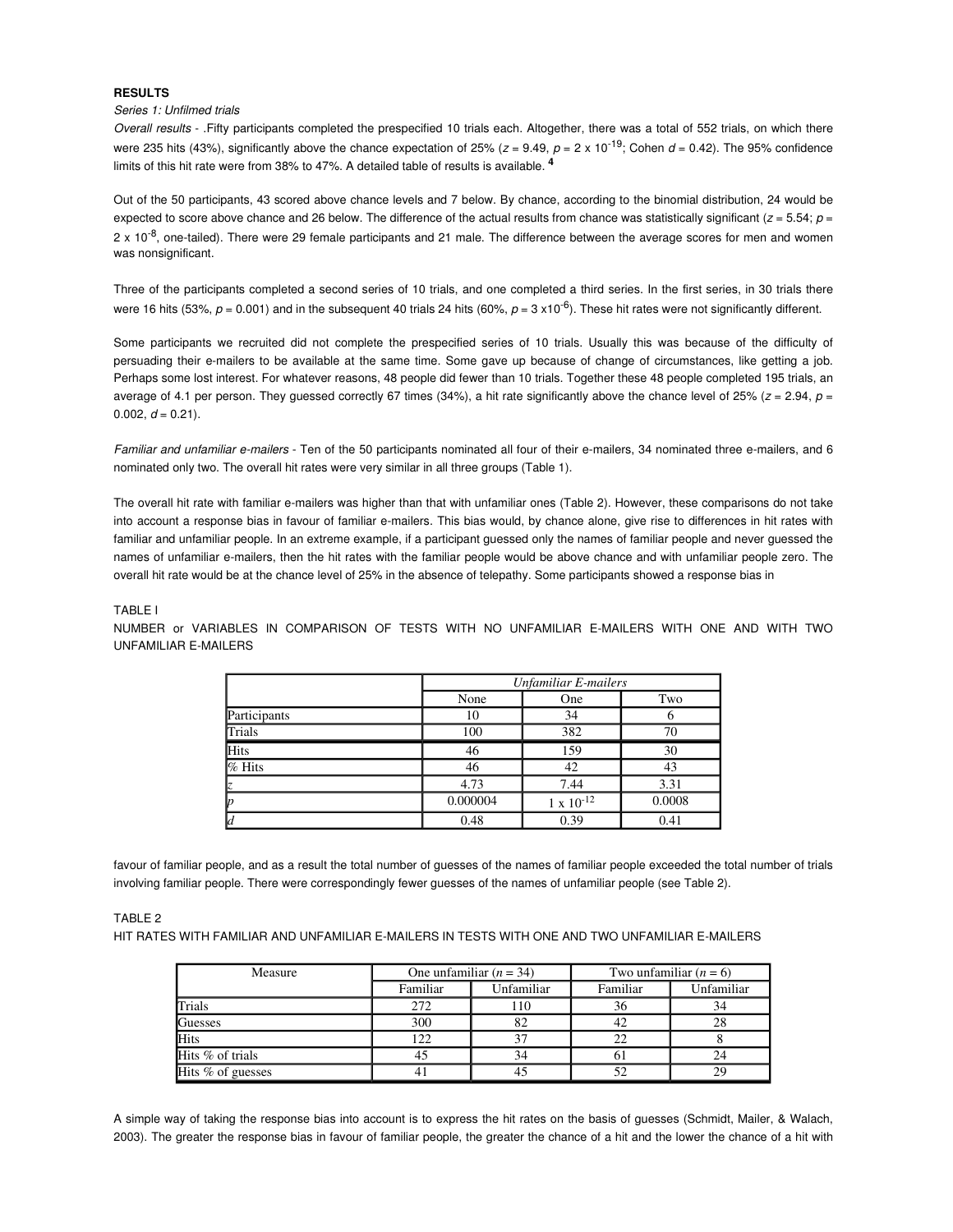## RESULTS

*Series 1: Unfilmed trials*

*Overall results* - .Fifty participants completed the prespecified 10 trials each. Altogether, there was a total of 552 trials, on which there were 235 hits (43%), significantly above the chance expectation of 25% ($z$ = 9.49, $p$ = 2 x $10^{-19}$; Cohen $d$ = 0.42). The 95% confidence limits of this hit rate were from 38% to 47%. A detailed table of results is available. [4]

Out of the 50 participants, 43 scored above chance levels and 7 below. By chance, according to the binomial distribution, 24 would be expected to score above chance and 26 below. The difference of the actual results from chance was statistically significant ($z$ = 5.54; $p$ = 2 x $10^{-8}$, one-tailed). There were 29 female participants and 21 male. The difference between the average scores for men and women was nonsignificant.

Three of the participants completed a second series of 10 trials, and one completed a third series. In the first series, in 30 trials there were 16 hits (53%, $p$ = 0.001) and in the subsequent 40 trials 24 hits (60%, $p$ = 3 x$10^{-6}$). These hit rates were not significantly different.

Some participants we recruited did not complete the prespecified series of 10 trials. Usually this was because of the difficulty of persuading their e-mailers to be available at the same time. Some gave up because of change of circumstances, like getting a job. Perhaps some lost interest. For whatever reasons, 48 people did fewer than 10 trials. Together these 48 people completed 195 trials, an average of 4.1 per person. They guessed correctly 67 times (34%), a hit rate significantly above the chance level of 25% ($z$ = 2.94, $p$ = 0.002, $d$ = 0.21).

*Familiar and unfamiliar e-mailers* - Ten of the 50 participants nominated all four of their e-mailers, 34 nominated three e-mailers, and 6 nominated only two. The overall hit rates were very similar in all three groups (Table 1).

The overall hit rate with familiar e-mailers was higher than that with unfamiliar ones (Table 2). However, these comparisons do not take into account a response bias in favour of familiar e-mailers. This bias would, by chance alone, give rise to differences in hit rates with familiar and unfamiliar people. In an extreme example, if a participant guessed only the names of familiar people and never guessed the names of unfamiliar e-mailers, then the hit rates with the familiar people would be above chance and with unfamiliar people zero. The overall hit rate would be at the chance level of 25% in the absence of telepathy. Some participants showed a response bias in favour of familiar people, and as a result the total number of guesses of the names of familiar people exceeded the total number of trials involving familiar people. There were correspondingly fewer guesses of the names of unfamiliar people (see Table 2).

TABLE I

NUMBER or VARIABLES IN COMPARISON OF TESTS WITH NO UNFAMILIAR E-MAILERS WITH ONE AND WITH TWO UNFAMILIAR E-MAILERS

| | *Unfamiliar E-mailers* | | |
|---|---|---|---|
| | None | One | Two |
| Participants | 10 | 34 | 6 |
| Trials | 100 | 382 | 70 |
| Hits | 46 | 159 | 30 |
| % Hits | 46 | 42 | 43 |
| $z$ | 4.73 | 7.44 | 3.31 |
| $p$ | 0.000004 | 1 x $10^{-12}$ | 0.0008 |
| $d$ | 0.48 | 0.39 | 0.41 |

TABLE 2

HIT RATES WITH FAMILIAR AND UNFAMILIAR E-MAILERS IN TESTS WITH ONE AND TWO UNFAMILIAR E-MAILERS

| Measure | One unfamiliar ($n$ = 34) | | Two unfamiliar ($n$ = 6) | |
|---|---|---|---|---|
| | Familiar | Unfamiliar | Familiar | Unfamiliar |
| Trials | 272 | 110 | 36 | 34 |
| Guesses | 300 | 82 | 42 | 28 |
| Hits | 122 | 37 | 22 | 8 |
| Hits % of trials | 45 | 34 | 61 | 24 |
| Hits % of guesses | 41 | 45 | 52 | 29 |

A simple way of taking the response bias into account is to express the hit rates on the basis of guesses (Schmidt, Mailer, & Walach, 2003). The greater the response bias in favour of familiar people, the greater the chance of a hit and the lower the chance of a hit with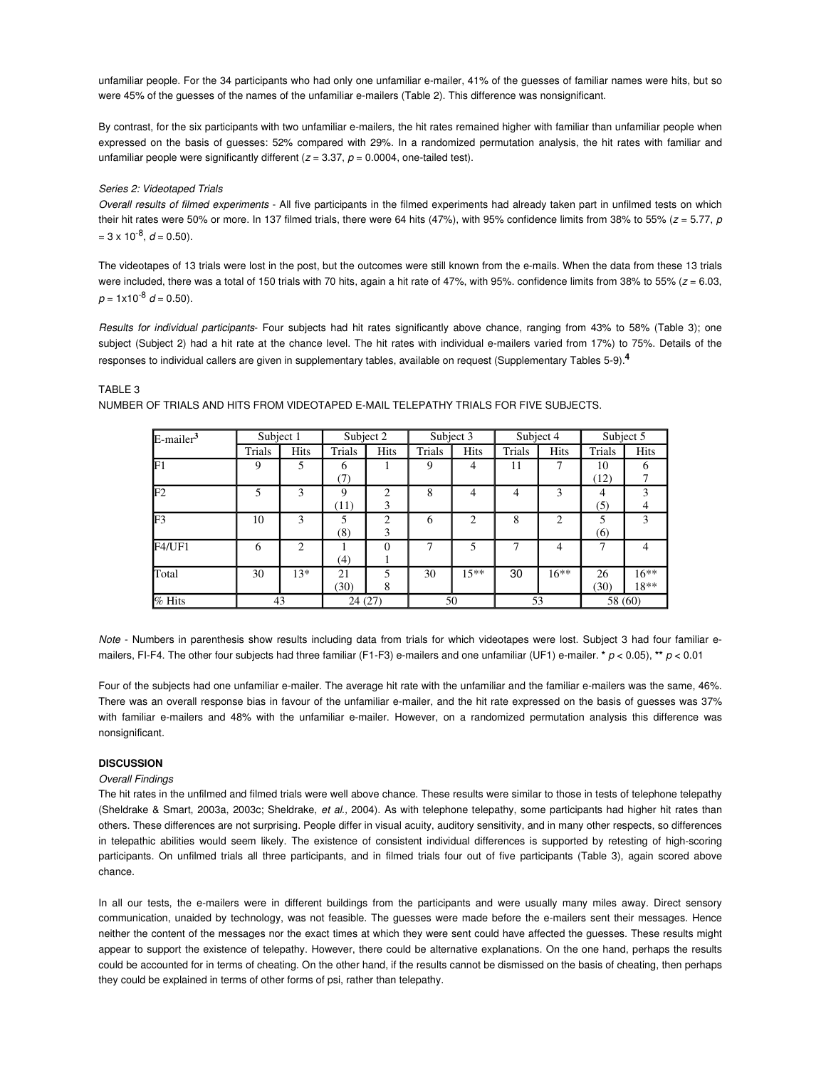unfamiliar people. For the 34 participants who had only one unfamiliar e-mailer, 41% of the guesses of familiar names were hits, but so were 45% of the guesses of the names of the unfamiliar e-mailers (Table 2). This difference was nonsignificant.

By contrast, for the six participants with two unfamiliar e-mailers, the hit rates remained higher with familiar than unfamiliar people when expressed on the basis of guesses: 52% compared with 29%. In a randomized permutation analysis, the hit rates with familiar and unfamiliar people were significantly different ($z = 3.37$, $p = 0.0004$, one-tailed test).

*Series 2: Videotaped Trials*

*Overall results of filmed experiments* - All five participants in the filmed experiments had already taken part in unfilmed tests on which their hit rates were 50% or more. In 137 filmed trials, there were 64 hits (47%), with 95% confidence limits from 38% to 55% ($z = 5.77$, $p = 3 \times 10^{-8}$, $d = 0.50$).

The videotapes of 13 trials were lost in the post, but the outcomes were still known from the e-mails. When the data from these 13 trials were included, there was a total of 150 trials with 70 hits, again a hit rate of 47%, with 95%. confidence limits from 38% to 55% ($z = 6.03$, $p = 1 \times 10^{-8}$ $d = 0.50$).

*Results for individual participants*- Four subjects had hit rates significantly above chance, ranging from 43% to 58% (Table 3); one subject (Subject 2) had a hit rate at the chance level. The hit rates with individual e-mailers varied from 17%) to 75%. Details of the responses to individual callers are given in supplementary tables, available on request (Supplementary Tables 5-9).[4]

TABLE 3

NUMBER OF TRIALS AND HITS FROM VIDEOTAPED E-MAIL TELEPATHY TRIALS FOR FIVE SUBJECTS.

| E-mailer[3] | Subject 1 | | Subject 2 | | Subject 3 | | Subject 4 | | Subject 5 | |
|---|---|---|---|---|---|---|---|---|---|---|
| | Trials | Hits | Trials | Hits | Trials | Hits | Trials | Hits | Trials | Hits |
| F1 | 9 | 5 | 6 (7) | 1 | 9 | 4 | 11 | 7 | 10 (12) | 6 7 |
| F2 | 5 | 3 | 9 (11) | 2 3 | 8 | 4 | 4 | 3 | 4 (5) | 3 4 |
| F3 | 10 | 3 | 5 (8) | 2 3 | 6 | 2 | 8 | 2 | 5 (6) | 3 |
| F4/UF1 | 6 | 2 | 1 (4) | 0 1 | 7 | 5 | 7 | 4 | 7 | 4 |
| Total | 30 | 13* | 21 (30) | 5 8 | 30 | 15** | 30 | 16** | 26 (30) | 16** 18** |
| % Hits | 43 | | 24 (27) | | 50 | | 53 | | 58 (60) | |

*Note* - Numbers in parenthesis show results including data from trials for which videotapes were lost. Subject 3 had four familiar e-mailers, FI-F4. The other four subjects had three familiar (F1-F3) e-mailers and one unfamiliar (UF1) e-mailer. * $p < 0.05$), ** $p < 0.01$

Four of the subjects had one unfamiliar e-mailer. The average hit rate with the unfamiliar and the familiar e-mailers was the same, 46%. There was an overall response bias in favour of the unfamiliar e-mailer, and the hit rate expressed on the basis of guesses was 37% with familiar e-mailers and 48% with the unfamiliar e-mailer. However, on a randomized permutation analysis this difference was nonsignificant.

## DISCUSSION

*Overall Findings*

The hit rates in the unfilmed and filmed trials were well above chance. These results were similar to those in tests of telephone telepathy (Sheldrake & Smart, 2003a, 2003c; Sheldrake, *et al.,* 2004). As with telephone telepathy, some participants had higher hit rates than others. These differences are not surprising. People differ in visual acuity, auditory sensitivity, and in many other respects, so differences in telepathic abilities would seem likely. The existence of consistent individual differences is supported by retesting of high-scoring participants. On unfilmed trials all three participants, and in filmed trials four out of five participants (Table 3), again scored above chance.

In all our tests, the e-mailers were in different buildings from the participants and were usually many miles away. Direct sensory communication, unaided by technology, was not feasible. The guesses were made before the e-mailers sent their messages. Hence neither the content of the messages nor the exact times at which they were sent could have affected the guesses. These results might appear to support the existence of telepathy. However, there could be alternative explanations. On the one hand, perhaps the results could be accounted for in terms of cheating. On the other hand, if the results cannot be dismissed on the basis of cheating, then perhaps they could be explained in terms of other forms of psi, rather than telepathy.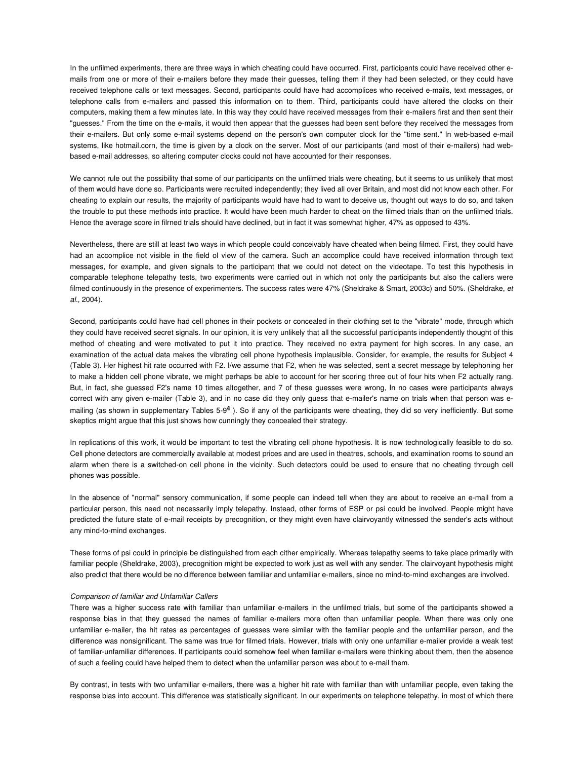In the unfilmed experiments, there are three ways in which cheating could have occurred. First, participants could have received other e-mails from one or more of their e-mailers before they made their guesses, telling them if they had been selected, or they could have received telephone calls or text messages. Second, participants could have had accomplices who received e-mails, text messages, or telephone calls from e-mailers and passed this information on to them. Third, participants could have altered the clocks on their computers, making them a few minutes late. In this way they could have received messages from their e-mailers first and then sent their "guesses." From the time on the e-mails, it would then appear that the guesses had been sent before they received the messages from their e-mailers. But only some e-mail systems depend on the person's own computer clock for the "time sent." In web-based e-mail systems, like hotmail.corn, the time is given by a clock on the server. Most of our participants (and most of their e-mailers) had web-based e-mail addresses, so altering computer clocks could not have accounted for their responses.

We cannot rule out the possibility that some of our participants on the unfilmed trials were cheating, but it seems to us unlikely that most of them would have done so. Participants were recruited independently; they lived all over Britain, and most did not know each other. For cheating to explain our results, the majority of participants would have had to want to deceive us, thought out ways to do so, and taken the trouble to put these methods into practice. It would have been much harder to cheat on the filmed trials than on the unfilmed trials. Hence the average score in filrned trials should have declined, but in fact it was somewhat higher, 47% as opposed to 43%.

Nevertheless, there are still at least two ways in which people could conceivably have cheated when being filmed. First, they could have had an accomplice not visible in the field ol view of the camera. Such an accomplice could have received information through text messages, for example, and given signals to the participant that we could not detect on the videotape. To test this hypothesis in comparable telephone telepathy tests, two experiments were carried out in which not only the participants but also the callers were filmed continuously in the presence of experimenters. The success rates were 47% (Sheldrake & Smart, 2003c) and 50%. (Sheldrake, *et al.,* 2004).

Second, participants could have had cell phones in their pockets or concealed in their clothing set to the "vibrate" mode, through which they could have received secret signals. In our opinion, it is very unlikely that all the successful participants independently thought of this method of cheating and were motivated to put it into practice. They received no extra payment for high scores. In any case, an examination of the actual data makes the vibrating cell phone hypothesis implausible. Consider, for example, the results for Subject 4 (Table 3). Her highest hit rate occurred with F2. I/we assume that F2, when he was selected, sent a secret message by telephoning her to make a hidden cell phone vibrate, we might perhaps be able to account for her scoring three out of four hits when F2 actually rang. But, in fact, she guessed F2's name 10 times altogether, and 7 of these guesses were wrong, In no cases were participants always correct with any given e-mailer (Table 3), and in no case did they only guess that e-mailer's name on trials when that person was e-mailing (as shown in supplementary Tables 5-9[4] ). So if any of the participants were cheating, they did so very inefficiently. But some skeptics might argue that this just shows how cunningly they concealed their strategy.

In replications of this work, it would be important to test the vibrating cell phone hypothesis. It is now technologically feasible to do so. Cell phone detectors are commercially available at modest prices and are used in theatres, schools, and examination rooms to sound an alarm when there is a switched-on cell phone in the vicinity. Such detectors could be used to ensure that no cheating through cell phones was possible.

In the absence of "normal" sensory communication, if some people can indeed tell when they are about to receive an e-mail from a particular person, this need not necessarily imply telepathy. Instead, other forms of ESP or psi could be involved. People might have predicted the future state of e-mail receipts by precognition, or they might even have clairvoyantly witnessed the sender's acts without any mind-to-mind exchanges.

These forms of psi could in principle be distinguished from each cither empirically. Whereas telepathy seems to take place primarily with familiar people (Sheldrake, 2003), precognition might be expected to work just as well with any sender. The clairvoyant hypothesis might also predict that there would be no difference between familiar and unfamiliar e-mailers, since no mind-to-mind exchanges are involved.

*Comparison of familiar and Unfamiliar Callers*

There was a higher success rate with familiar than unfamiliar e-mailers in the unfilmed trials, but some of the participants showed a response bias in that they guessed the names of familiar e-mailers more often than unfamiliar people. When there was only one unfamiliar e-mailer, the hit rates as percentages of guesses were similar with the familiar people and the unfamiliar person, and the difference was nonsignificant. The same was true for filmed trials. However, trials with only one unfamiliar e-mailer provide a weak test of familiar-unfamiliar differences. If participants could somehow feel when familiar e-mailers were thinking about them, then the absence of such a feeling could have helped them to detect when the unfamiliar person was about to e-mail them.

By contrast, in tests with two unfamiliar e-mailers, there was a higher hit rate with familiar than with unfamiliar people, even taking the response bias into account. This difference was statistically significant. In our experiments on telephone telepathy, in most of which there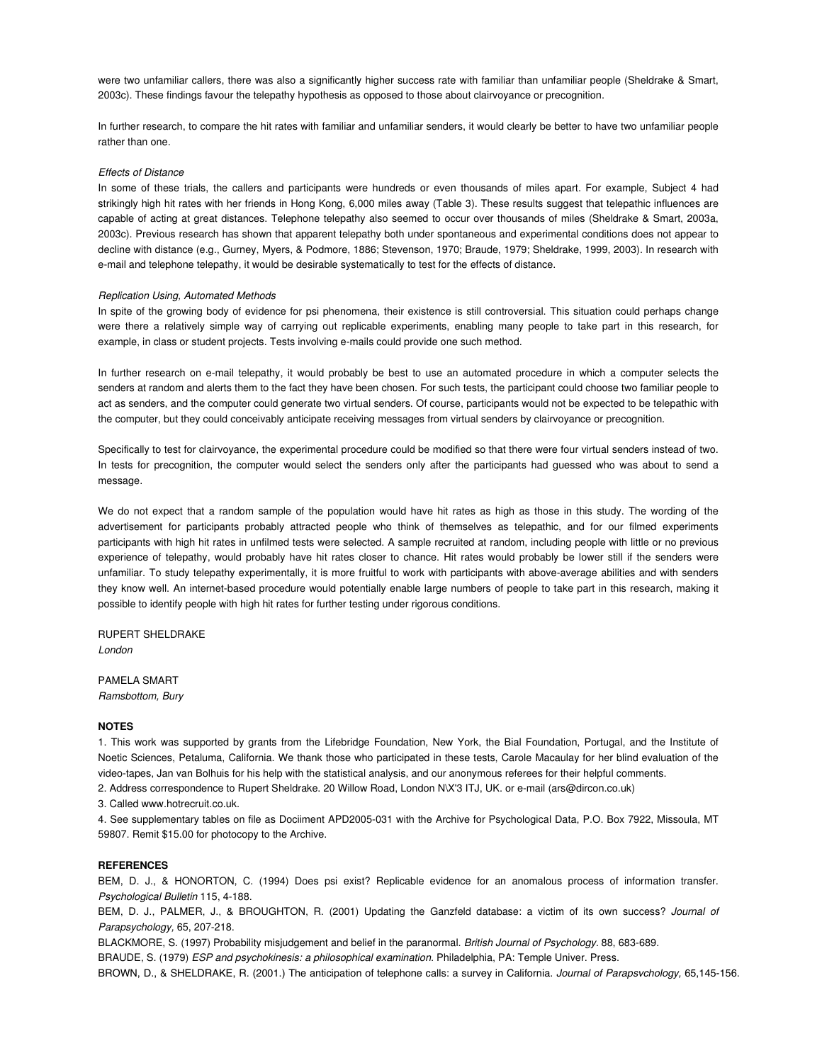were two unfamiliar callers, there was also a significantly higher success rate with familiar than unfamiliar people (Sheldrake & Smart, 2003c). These findings favour the telepathy hypothesis as opposed to those about clairvoyance or precognition.

In further research, to compare the hit rates with familiar and unfamiliar senders, it would clearly be better to have two unfamiliar people rather than one.

*Effects of Distance*

In some of these trials, the callers and participants were hundreds or even thousands of miles apart. For example, Subject 4 had strikingly high hit rates with her friends in Hong Kong, 6,000 miles away (Table 3). These results suggest that telepathic influences are capable of acting at great distances. Telephone telepathy also seemed to occur over thousands of miles (Sheldrake & Smart, 2003a, 2003c). Previous research has shown that apparent telepathy both under spontaneous and experimental conditions does not appear to decline with distance (e.g., Gurney, Myers, & Podmore, 1886; Stevenson, 1970; Braude, 1979; Sheldrake, 1999, 2003). In research with e-mail and telephone telepathy, it would be desirable systematically to test for the effects of distance.

*Replication Using, Automated Methods*

In spite of the growing body of evidence for psi phenomena, their existence is still controversial. This situation could perhaps change were there a relatively simple way of carrying out replicable experiments, enabling many people to take part in this research, for example, in class or student projects. Tests involving e-mails could provide one such method.

In further research on e-mail telepathy, it would probably be best to use an automated procedure in which a computer selects the senders at random and alerts them to the fact they have been chosen. For such tests, the participant could choose two familiar people to act as senders, and the computer could generate two virtual senders. Of course, participants would not be expected to be telepathic with the computer, but they could conceivably anticipate receiving messages from virtual senders by clairvoyance or precognition.

Specifically to test for clairvoyance, the experimental procedure could be modified so that there were four virtual senders instead of two. In tests for precognition, the computer would select the senders only after the participants had guessed who was about to send a message.

We do not expect that a random sample of the population would have hit rates as high as those in this study. The wording of the advertisement for participants probably attracted people who think of themselves as telepathic, and for our filmed experiments participants with high hit rates in unfilmed tests were selected. A sample recruited at random, including people with little or no previous experience of telepathy, would probably have hit rates closer to chance. Hit rates would probably be lower still if the senders were unfamiliar. To study telepathy experimentally, it is more fruitful to work with participants with above-average abilities and with senders they know well. An internet-based procedure would potentially enable large numbers of people to take part in this research, making it possible to identify people with high hit rates for further testing under rigorous conditions.

RUPERT SHELDRAKE
*London*

PAMELA SMART
*Ramsbottom, Bury*

**NOTES**

1. This work was supported by grants from the Lifebridge Foundation, New York, the Bial Foundation, Portugal, and the Institute of Noetic Sciences, Petaluma, California. We thank those who participated in these tests, Carole Macaulay for her blind evaluation of the video-tapes, Jan van Bolhuis for his help with the statistical analysis, and our anonymous referees for their helpful comments.
2. Address correspondence to Rupert Sheldrake. 20 Willow Road, London N\X'3 ITJ, UK. or e-mail (ars@dircon.co.uk)
3. Called www.hotrecruit.co.uk.
4. See supplementary tables on file as Dociiment APD2005-031 with the Archive for Psychological Data, P.O. Box 7922, Missoula, MT 59807. Remit $15.00 for photocopy to the Archive.

**REFERENCES**

BEM, D. J., & HONORTON, C. (1994) Does psi exist? Replicable evidence for an anomalous process of information transfer. *Psychological Bulletin* 115, 4-188.

BEM, D. J., PALMER, J., & BROUGHTON, R. (2001) Updating the Ganzfeld database: a victim of its own success? *Journal of Parapsychology,* 65, 207-218.

BLACKMORE, S. (1997) Probability misjudgement and belief in the paranormal. *British Journal of Psychology.* 88, 683-689.

BRAUDE, S. (1979) *ESP and psychokinesis: a philosophical examination.* Philadelphia, PA: Temple Univer. Press.

BROWN, D., & SHELDRAKE, R. (2001.) The anticipation of telephone calls: a survey in California. *Journal of Parapsvchology,* 65,145-156.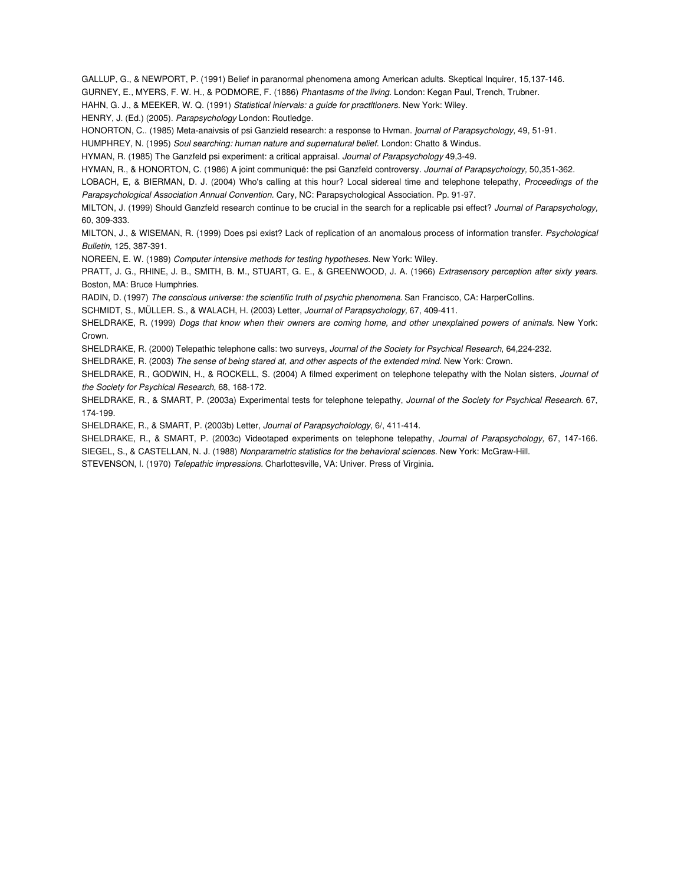GALLUP, G., & NEWPORT, P. (1991) Belief in paranormal phenomena among American adults. Skeptical Inquirer, 15,137-146.

GURNEY, E., MYERS, F. W. H., & PODMORE, F. (1886) *Phantasms of the living.* London: Kegan Paul, Trench, Trubner.

HAHN, G. J., & MEEKER, W. Q. (1991) *Statistical inlervals: a guide for practltioners.* New York: Wiley.

HENRY, J. (Ed.) (2005). *Parapsychology* London: Routledge.

HONORTON, C.. (1985) Meta-anaivsis of psi Ganzield research: a response to Hvman. *Journal of Parapsychology,* 49, 51-91.

HUMPHREY, N. (1995) *Soul searching: human nature and supernatural belief.* London: Chatto & Windus.

HYMAN, R. (1985) The Ganzfeld psi experiment: a critical appraisal. *Journal of Parapsychology* 49,3-49.

HYMAN, R., & HONORTON, C. (1986) A joint communiqué: the psi Ganzfeld controversy. *Journal of Parapsychology,* 50,351-362.

LOBACH, E, & BIERMAN, D. J. (2004) Who's calling at this hour? Local sidereal time and telephone telepathy, *Proceedings of the Parapsychological Association Annual Convention.* Cary, NC: Parapsychological Association. Pp. 91-97.

MILTON, J. (1999) Should Ganzfeld research continue to be crucial in the search for a replicable psi effect? *Journal of Parapsychology,* 60, 309-333.

MILTON, J., & WISEMAN, R. (1999) Does psi exist? Lack of replication of an anomalous process of information transfer. *Psychological Bulletin,* 125, 387-391.

NOREEN, E. W. (1989) *Computer intensive methods for testing hypotheses.* New York: Wiley.

PRATT, J. G., RHINE, J. B., SMITH, B. M., STUART, G. E., & GREENWOOD, J. A. (1966) *Extrasensory perception after sixty years.* Boston, MA: Bruce Humphries.

RADIN, D. (1997) *The conscious universe: the scientific truth of psychic phenomena.* San Francisco, CA: HarperCollins.

SCHMIDT, S., MÜLLER. S., & WALACH, H. (2003) Letter, *Journal of Parapsychology,* 67, 409-411.

SHELDRAKE, R. (1999) *Dogs that know when their owners are coming home, and other unexplained powers of animals.* New York: Crown.

SHELDRAKE, R. (2000) Telepathic telephone calls: two surveys, *Journal of the Society for Psychical Research*, 64,224-232.

SHELDRAKE, R. (2003) *The sense of being stared at, and other aspects of the extended mind.* New York: Crown.

SHELDRAKE, R., GODWIN, H., & ROCKELL, S. (2004) A filmed experiment on telephone telepathy with the Nolan sisters, *Journal of the Society for Psychical Research,* 68, 168-172.

SHELDRAKE, R., & SMART, P. (2003a) Experimental tests for telephone telepathy, *Journal of the Society for Psychical Research.* 67, 174-199.

SHELDRAKE, R., & SMART, P. (2003b) Letter, *Journal of Parapsycholology,* 6/, 411-414.

SHELDRAKE, R., & SMART, P. (2003c) Videotaped experiments on telephone telepathy, *Journal of Parapsychology,* 67, 147-166.

SIEGEL, S., & CASTELLAN, N. J. (1988) *Nonparametric statistics for the behavioral sciences.* New York: McGraw-Hill.

STEVENSON, I. (1970) *Telepathic impressions.* Charlottesville, VA: Univer. Press of Virginia.